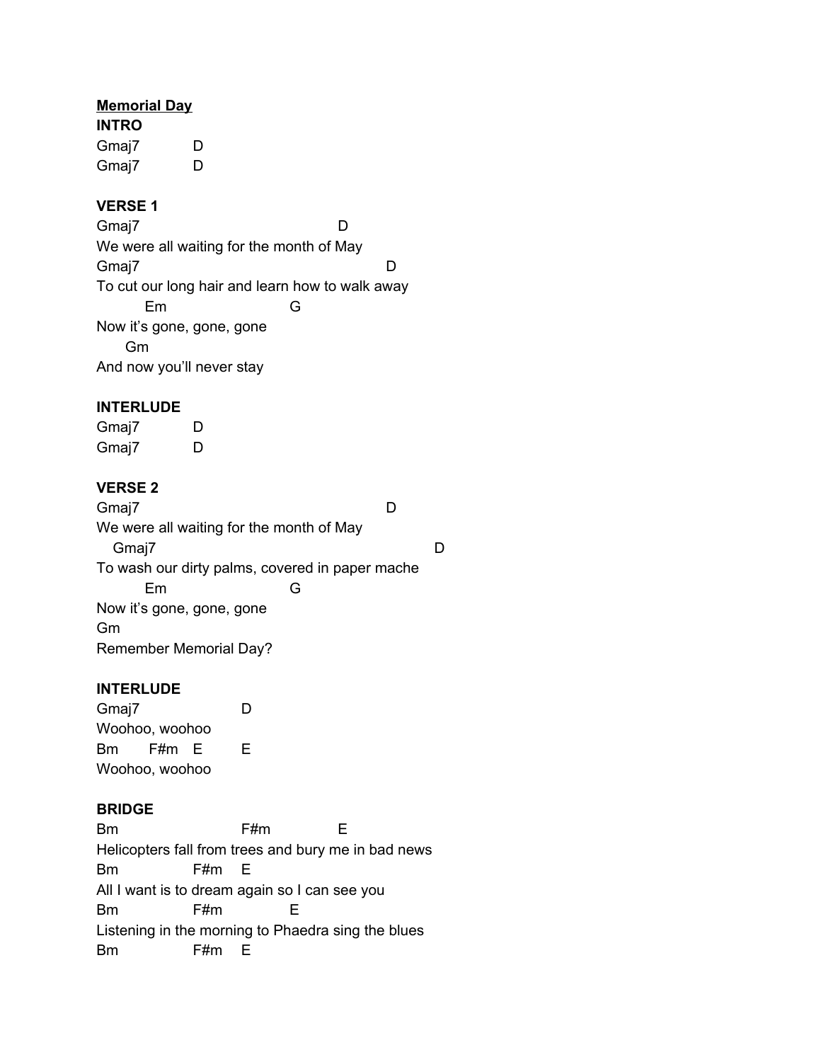**<u>Memorial Day</u>**

**INTRO**

```
Gmaj7         D
Gmaj7         D
```

**VERSE 1**

```
Gmaj7                                    D
We were all waiting for the month of May
Gmaj7                                            D
To cut our long hair and learn how to walk away
        Em                    G
Now it's gone, gone, gone
     Gm
And now you'll never stay
```

**INTERLUDE**

```
Gmaj7         D
Gmaj7         D
```

**VERSE 2**

```
Gmaj7                                            D
We were all waiting for the month of May
   Gmaj7                                                 D
To wash our dirty palms, covered in paper mache
        Em                    G
Now it's gone, gone, gone
Gm
Remember Memorial Day?
```

**INTERLUDE**

```
Gmaj7              D
Woohoo, woohoo
Bm      F#m   E        E
Woohoo, woohoo
```

**BRIDGE**

```
Bm                       F#m             E
Helicopters fall from trees and bury me in bad news
Bm               F#m    E
All I want is to dream again so I can see you
Bm               F#m             E
Listening in the morning to Phaedra sing the blues
Bm               F#m    E
```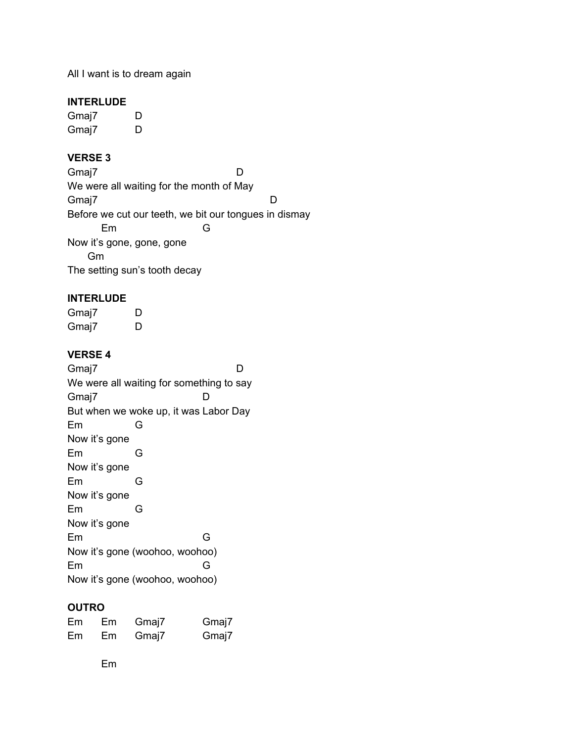```
All I want is to dream again
```

**INTERLUDE**

```
Gmaj7        D
Gmaj7        D
```

**VERSE 3**

```
Gmaj7                                  D
We were all waiting for the month of May
Gmaj7                                       D
Before we cut our teeth, we bit our tongues in dismay
      Em                  G
Now it's gone, gone, gone
   Gm
The setting sun's tooth decay
```

**INTERLUDE**

```
Gmaj7        D
Gmaj7        D
```

**VERSE 4**

```
Gmaj7                                  D
We were all waiting for something to say
Gmaj7                        D
But when we woke up, it was Labor Day
Em          G
Now it's gone
Em          G
Now it's gone
Em          G
Now it's gone
Em          G
Now it's gone
Em                    G
Now it's gone (woohoo, woohoo)
Em                    G
Now it's gone (woohoo, woohoo)
```

**OUTRO**

```
Em    Em    Gmaj7      Gmaj7
Em    Em    Gmaj7      Gmaj7

      Em
```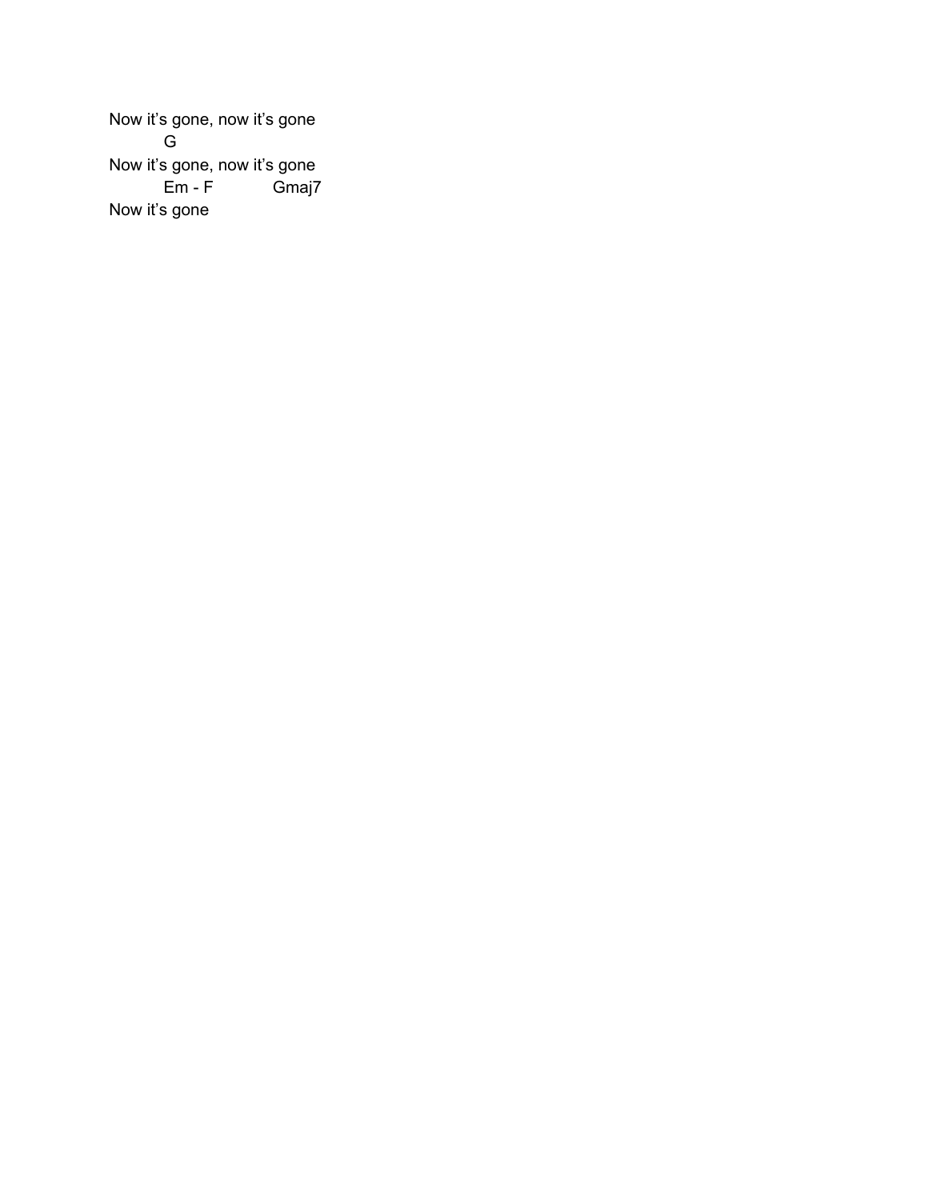```
Now it's gone, now it's gone
          G
Now it's gone, now it's gone
          Em - F            Gmaj7
Now it's gone
```